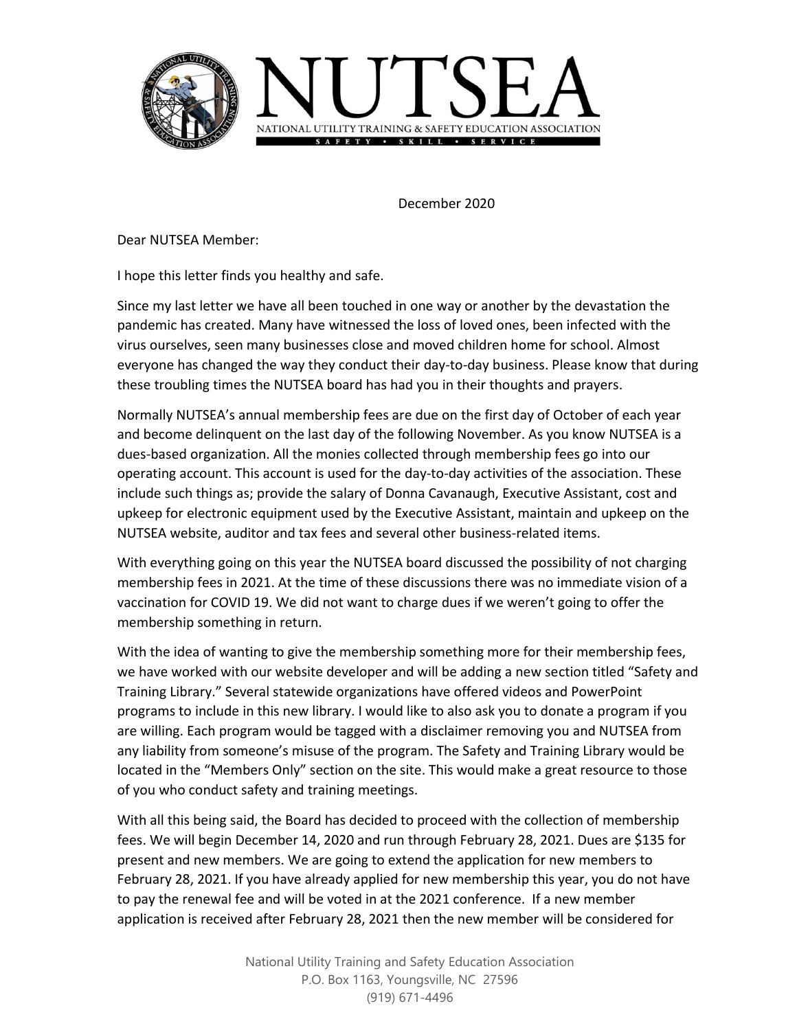# NUTSEA

NATIONAL UTILITY TRAINING & SAFETY EDUCATION ASSOCIATION

SAFETY • SKILL • SERVICE

December 2020

Dear NUTSEA Member:

I hope this letter finds you healthy and safe.

Since my last letter we have all been touched in one way or another by the devastation the pandemic has created. Many have witnessed the loss of loved ones, been infected with the virus ourselves, seen many businesses close and moved children home for school. Almost everyone has changed the way they conduct their day-to-day business. Please know that during these troubling times the NUTSEA board has had you in their thoughts and prayers.

Normally NUTSEA's annual membership fees are due on the first day of October of each year and become delinquent on the last day of the following November. As you know NUTSEA is a dues-based organization. All the monies collected through membership fees go into our operating account. This account is used for the day-to-day activities of the association. These include such things as; provide the salary of Donna Cavanaugh, Executive Assistant, cost and upkeep for electronic equipment used by the Executive Assistant, maintain and upkeep on the NUTSEA website, auditor and tax fees and several other business-related items.

With everything going on this year the NUTSEA board discussed the possibility of not charging membership fees in 2021. At the time of these discussions there was no immediate vision of a vaccination for COVID 19. We did not want to charge dues if we weren't going to offer the membership something in return.

With the idea of wanting to give the membership something more for their membership fees, we have worked with our website developer and will be adding a new section titled "Safety and Training Library." Several statewide organizations have offered videos and PowerPoint programs to include in this new library. I would like to also ask you to donate a program if you are willing. Each program would be tagged with a disclaimer removing you and NUTSEA from any liability from someone's misuse of the program. The Safety and Training Library would be located in the "Members Only" section on the site. This would make a great resource to those of you who conduct safety and training meetings.

With all this being said, the Board has decided to proceed with the collection of membership fees. We will begin December 14, 2020 and run through February 28, 2021. Dues are $135 for present and new members. We are going to extend the application for new members to February 28, 2021. If you have already applied for new membership this year, you do not have to pay the renewal fee and will be voted in at the 2021 conference. If a new member application is received after February 28, 2021 then the new member will be considered for

National Utility Training and Safety Education Association
P.O. Box 1163, Youngsville, NC 27596
(919) 671-4496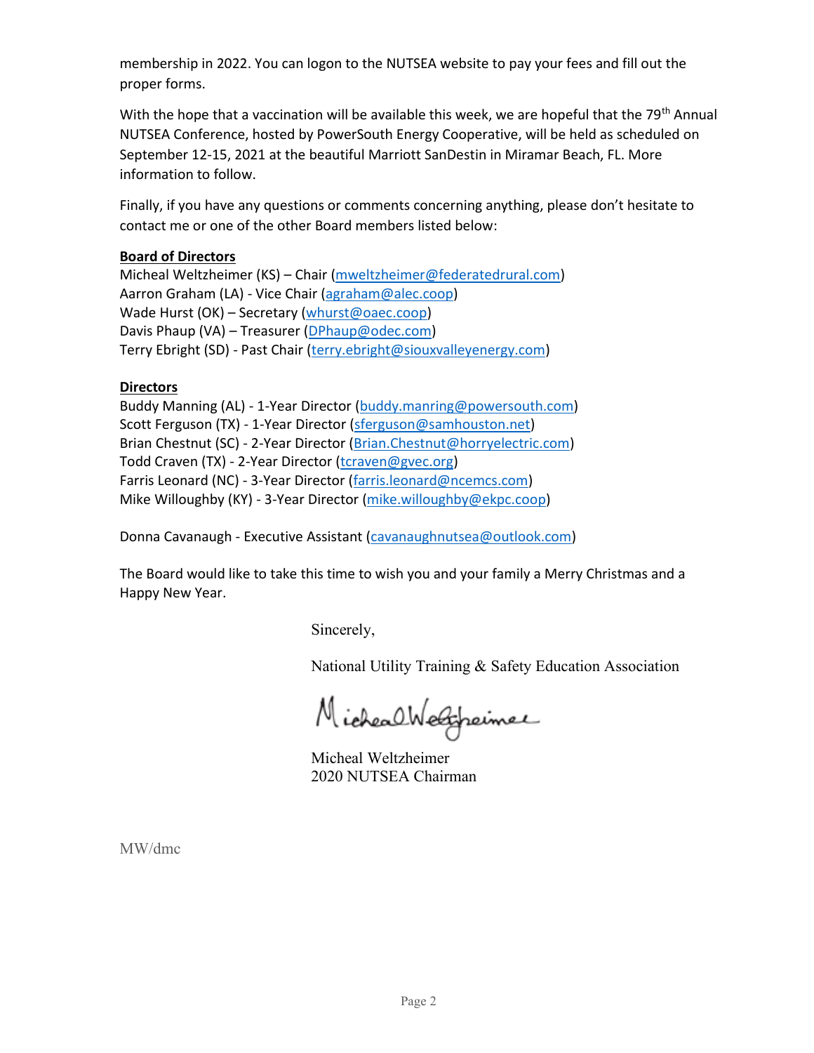membership in 2022. You can logon to the NUTSEA website to pay your fees and fill out the proper forms.

With the hope that a vaccination will be available this week, we are hopeful that the 79th Annual NUTSEA Conference, hosted by PowerSouth Energy Cooperative, will be held as scheduled on September 12-15, 2021 at the beautiful Marriott SanDestin in Miramar Beach, FL. More information to follow.

Finally, if you have any questions or comments concerning anything, please don't hesitate to contact me or one of the other Board members listed below:

**Board of Directors**
Micheal Weltzheimer (KS) – Chair (mweltzheimer@federatedrural.com)
Aarron Graham (LA) - Vice Chair (agraham@alec.coop)
Wade Hurst (OK) – Secretary (whurst@oaec.coop)
Davis Phaup (VA) – Treasurer (DPhaup@odec.com)
Terry Ebright (SD) - Past Chair (terry.ebright@siouxvalleyenergy.com)

**Directors**
Buddy Manning (AL) - 1-Year Director (buddy.manring@powersouth.com)
Scott Ferguson (TX) - 1-Year Director (sferguson@samhouston.net)
Brian Chestnut (SC) - 2-Year Director (Brian.Chestnut@horryelectric.com)
Todd Craven (TX) - 2-Year Director (tcraven@gvec.org)
Farris Leonard (NC) - 3-Year Director (farris.leonard@ncemcs.com)
Mike Willoughby (KY) - 3-Year Director (mike.willoughby@ekpc.coop)

Donna Cavanaugh - Executive Assistant (cavanaughnutsea@outlook.com)

The Board would like to take this time to wish you and your family a Merry Christmas and a Happy New Year.

Sincerely,

National Utility Training & Safety Education Association

Micheal Weltzheimer
2020 NUTSEA Chairman

MW/dmc